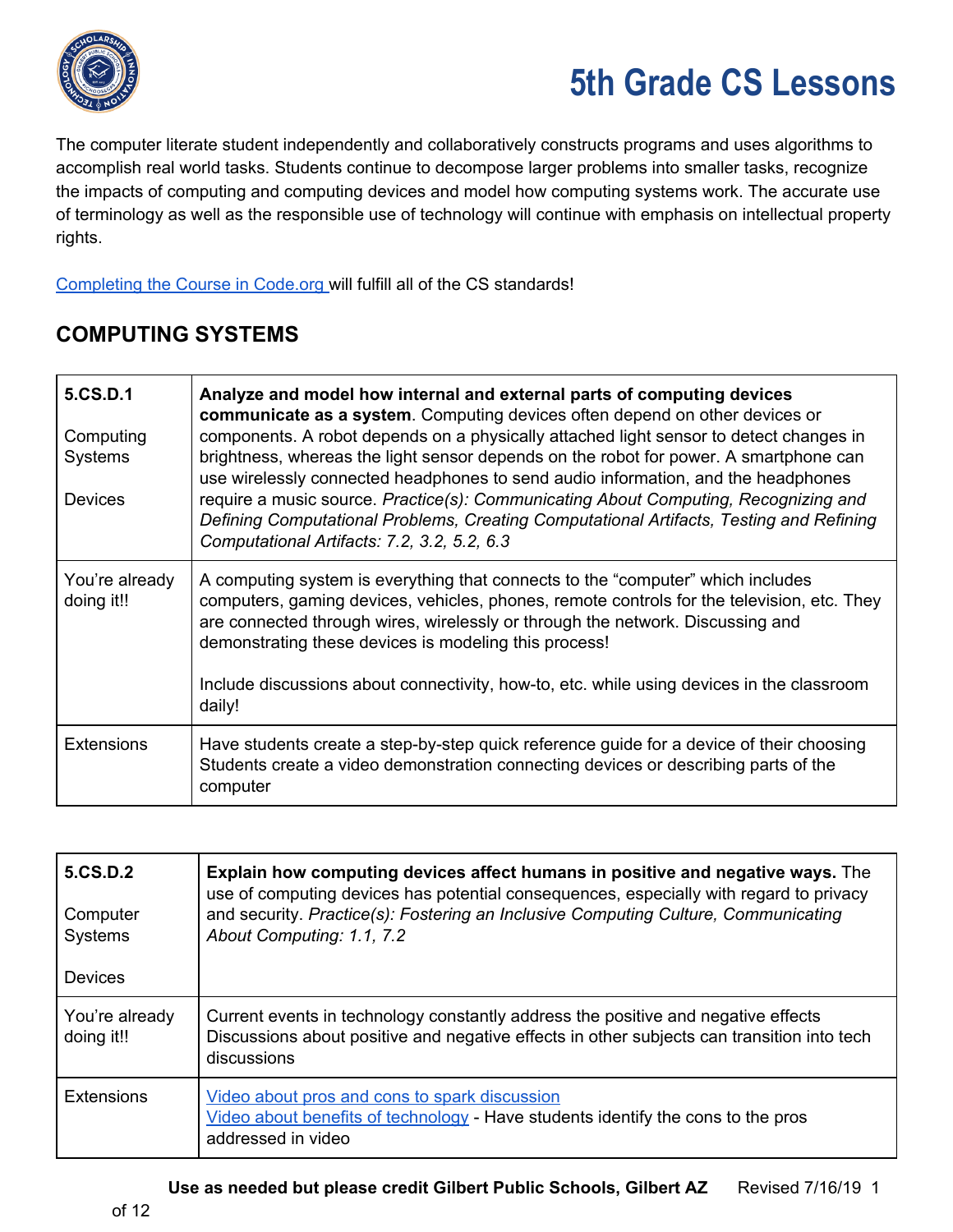# 5th Grade CS Lessons

The computer literate student independently and collaboratively constructs programs and uses algorithms to accomplish real world tasks. Students continue to decompose larger problems into smaller tasks, recognize the impacts of computing and computing devices and model how computing systems work. The accurate use of terminology as well as the responsible use of technology will continue with emphasis on intellectual property rights.

Completing the Course in Code.org will fulfill all of the CS standards!

## COMPUTING SYSTEMS

| 5.CS.D.1<br><br>Computing Systems<br><br>Devices | **Analyze and model how internal and external parts of computing devices communicate as a system**. Computing devices often depend on other devices or components. A robot depends on a physically attached light sensor to detect changes in brightness, whereas the light sensor depends on the robot for power. A smartphone can use wirelessly connected headphones to send audio information, and the headphones require a music source. *Practice(s): Communicating About Computing, Recognizing and Defining Computational Problems, Creating Computational Artifacts, Testing and Refining Computational Artifacts: 7.2, 3.2, 5.2, 6.3* |
|---|---|
| You're already doing it!! | A computing system is everything that connects to the "computer" which includes computers, gaming devices, vehicles, phones, remote controls for the television, etc. They are connected through wires, wirelessly or through the network. Discussing and demonstrating these devices is modeling this process!<br><br>Include discussions about connectivity, how-to, etc. while using devices in the classroom daily! |
| Extensions | Have students create a step-by-step quick reference guide for a device of their choosing<br>Students create a video demonstration connecting devices or describing parts of the computer |

| 5.CS.D.2<br><br>Computer Systems<br><br>Devices | **Explain how computing devices affect humans in positive and negative ways.** The use of computing devices has potential consequences, especially with regard to privacy and security. *Practice(s): Fostering an Inclusive Computing Culture, Communicating About Computing: 1.1, 7.2* |
|---|---|
| You're already doing it!! | Current events in technology constantly address the positive and negative effects<br>Discussions about positive and negative effects in other subjects can transition into tech discussions |
| Extensions | Video about pros and cons to spark discussion<br>Video about benefits of technology - Have students identify the cons to the pros addressed in video |

**Use as needed but please credit Gilbert Public Schools, Gilbert AZ** Revised 7/16/19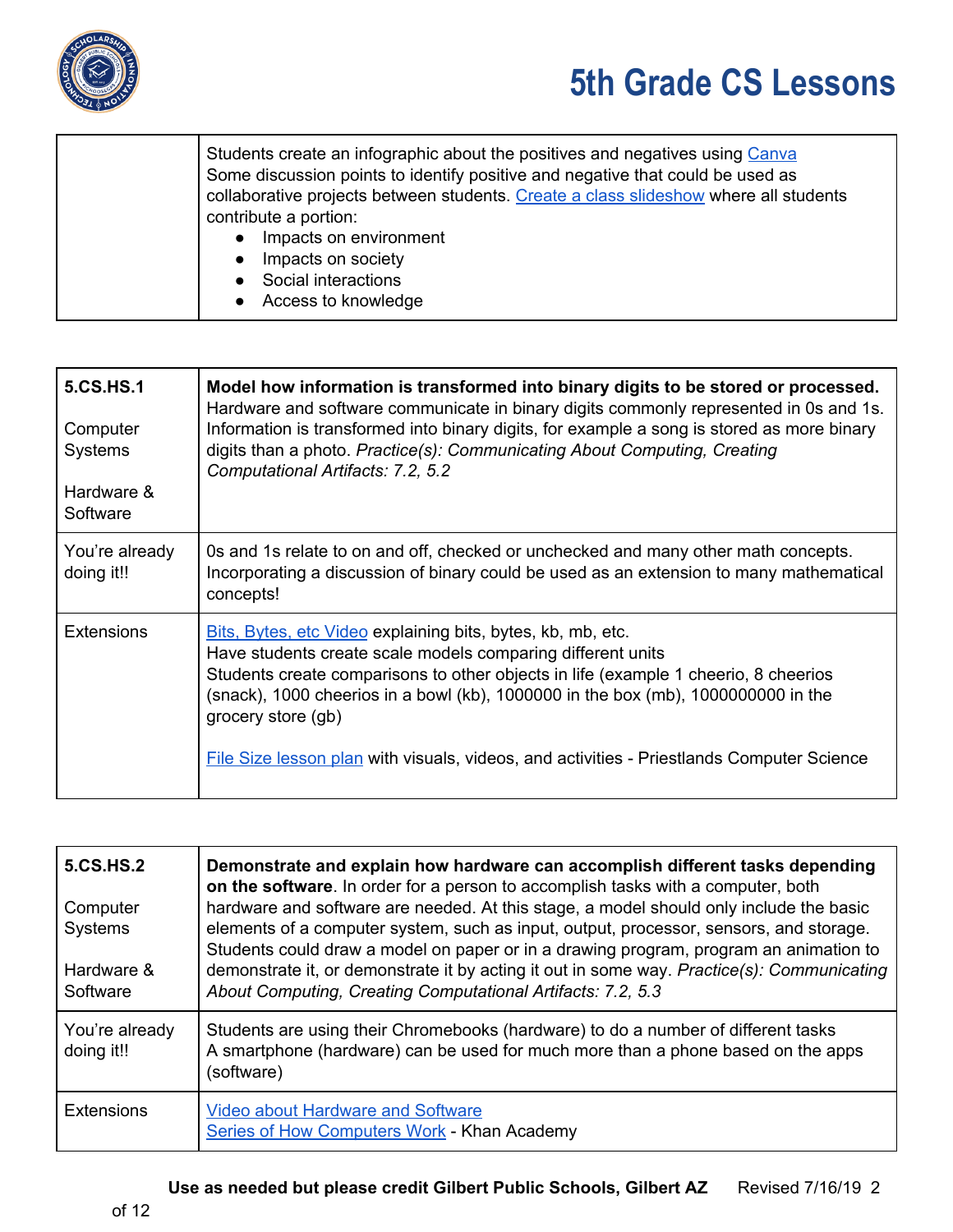| | |
|---|---|
| | Students create an infographic about the positives and negatives using Canva<br>Some discussion points to identify positive and negative that could be used as collaborative projects between students. Create a class slideshow where all students contribute a portion:<br>• Impacts on environment<br>• Impacts on society<br>• Social interactions<br>• Access to knowledge |

| | |
|---|---|
| **5.CS.HS.1**<br><br>Computer Systems<br><br>Hardware & Software | **Model how information is transformed into binary digits to be stored or processed.** Hardware and software communicate in binary digits commonly represented in 0s and 1s. Information is transformed into binary digits, for example a song is stored as more binary digits than a photo. *Practice(s): Communicating About Computing, Creating Computational Artifacts: 7.2, 5.2* |
| You're already doing it!! | 0s and 1s relate to on and off, checked or unchecked and many other math concepts. Incorporating a discussion of binary could be used as an extension to many mathematical concepts! |
| Extensions | Bits, Bytes, etc Video explaining bits, bytes, kb, mb, etc.<br>Have students create scale models comparing different units<br>Students create comparisons to other objects in life (example 1 cheerio, 8 cheerios (snack), 1000 cheerios in a bowl (kb), 1000000 in the box (mb), 1000000000 in the grocery store (gb)<br><br>File Size lesson plan with visuals, videos, and activities - Priestlands Computer Science |

| | |
|---|---|
| **5.CS.HS.2**<br><br>Computer Systems<br><br>Hardware & Software | **Demonstrate and explain how hardware can accomplish different tasks depending on the software**. In order for a person to accomplish tasks with a computer, both hardware and software are needed. At this stage, a model should only include the basic elements of a computer system, such as input, output, processor, sensors, and storage. Students could draw a model on paper or in a drawing program, program an animation to demonstrate it, or demonstrate it by acting it out in some way. *Practice(s): Communicating About Computing, Creating Computational Artifacts: 7.2, 5.3* |
| You're already doing it!! | Students are using their Chromebooks (hardware) to do a number of different tasks<br>A smartphone (hardware) can be used for much more than a phone based on the apps (software) |
| Extensions | Video about Hardware and Software<br>Series of How Computers Work - Khan Academy |

**Use as needed but please credit Gilbert Public Schools, Gilbert AZ** Revised 7/16/19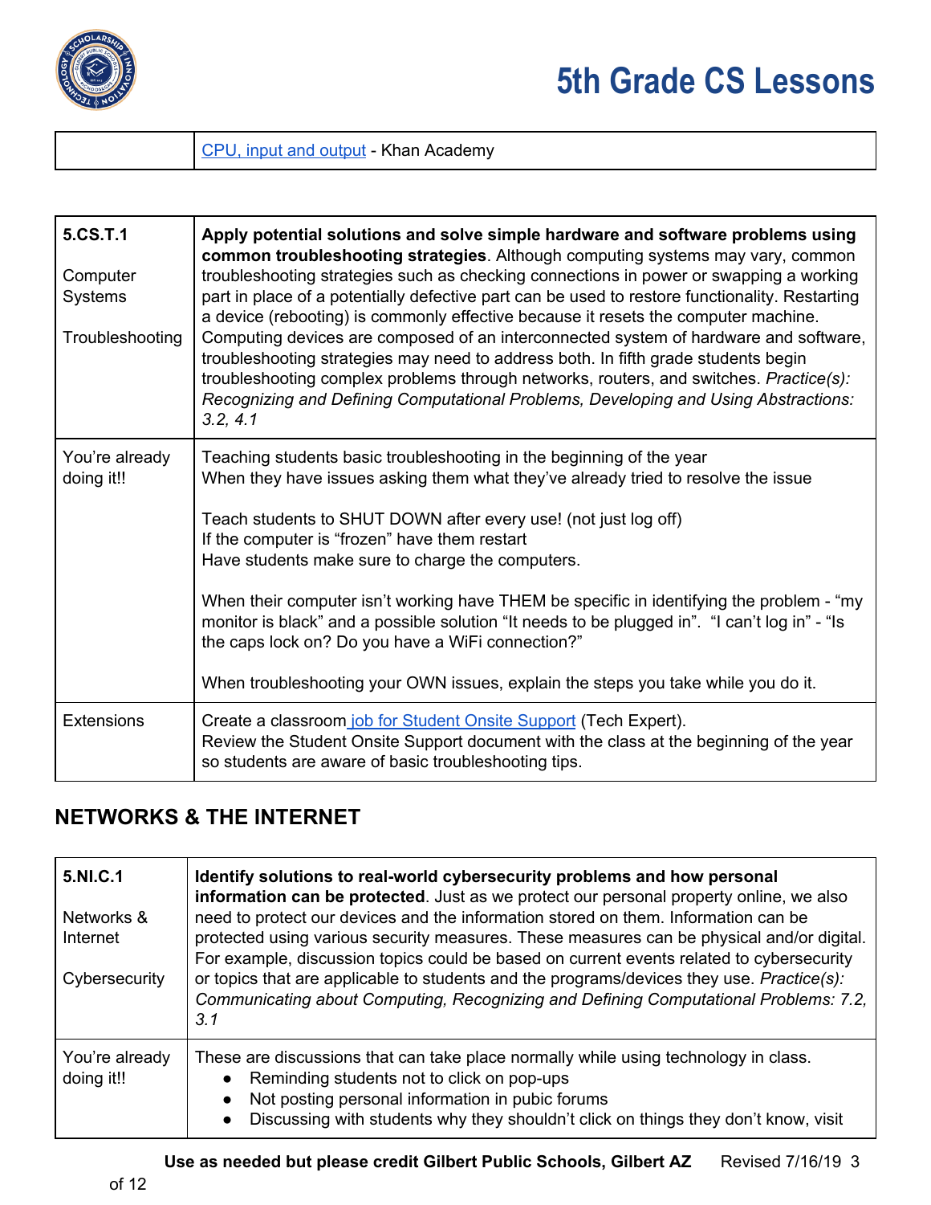| | |
|---|---|
| | CPU, input and output - Khan Academy |

| | |
|---|---|
| 5.CS.T.1<br><br>Computer Systems<br><br>Troubleshooting | **Apply potential solutions and solve simple hardware and software problems using common troubleshooting strategies**. Although computing systems may vary, common troubleshooting strategies such as checking connections in power or swapping a working part in place of a potentially defective part can be used to restore functionality. Restarting a device (rebooting) is commonly effective because it resets the computer machine. Computing devices are composed of an interconnected system of hardware and software, troubleshooting strategies may need to address both. In fifth grade students begin troubleshooting complex problems through networks, routers, and switches. *Practice(s): Recognizing and Defining Computational Problems, Developing and Using Abstractions: 3.2, 4.1* |
| You're already doing it!! | Teaching students basic troubleshooting in the beginning of the year<br>When they have issues asking them what they've already tried to resolve the issue<br><br>Teach students to SHUT DOWN after every use! (not just log off)<br>If the computer is "frozen" have them restart<br>Have students make sure to charge the computers.<br><br>When their computer isn't working have THEM be specific in identifying the problem - "my monitor is black" and a possible solution "It needs to be plugged in". "I can't log in" - "Is the caps lock on? Do you have a WiFi connection?"<br><br>When troubleshooting your OWN issues, explain the steps you take while you do it. |
| Extensions | Create a classroom job for Student Onsite Support (Tech Expert).<br>Review the Student Onsite Support document with the class at the beginning of the year so students are aware of basic troubleshooting tips. |

## NETWORKS & THE INTERNET

| | |
|---|---|
| 5.NI.C.1<br><br>Networks & Internet<br><br>Cybersecurity | **Identify solutions to real-world cybersecurity problems and how personal information can be protected**. Just as we protect our personal property online, we also need to protect our devices and the information stored on them. Information can be protected using various security measures. These measures can be physical and/or digital. For example, discussion topics could be based on current events related to cybersecurity or topics that are applicable to students and the programs/devices they use. *Practice(s): Communicating about Computing, Recognizing and Defining Computational Problems: 7.2, 3.1* |
| You're already doing it!! | These are discussions that can take place normally while using technology in class.<br>• Reminding students not to click on pop-ups<br>• Not posting personal information in pubic forums<br>• Discussing with students why they shouldn't click on things they don't know, visit |

**Use as needed but please credit Gilbert Public Schools, Gilbert AZ** Revised 7/16/19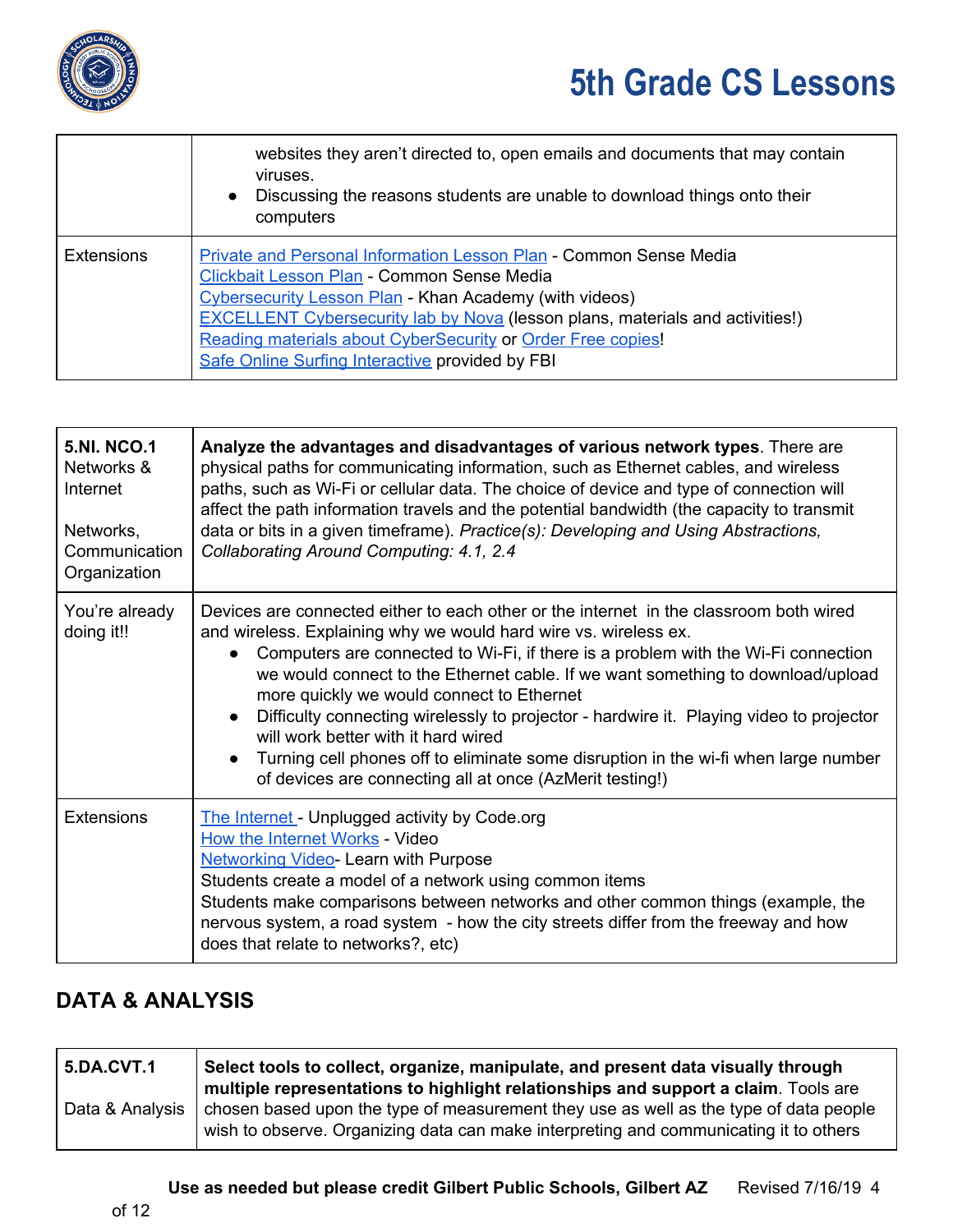| | |
|---|---|
| | websites they aren't directed to, open emails and documents that may contain viruses.<br>● Discussing the reasons students are unable to download things onto their computers |
| Extensions | Private and Personal Information Lesson Plan - Common Sense Media<br>Clickbait Lesson Plan - Common Sense Media<br>Cybersecurity Lesson Plan - Khan Academy (with videos)<br>EXCELLENT Cybersecurity lab by Nova (lesson plans, materials and activities!)<br>Reading materials about CyberSecurity or Order Free copies!<br>Safe Online Surfing Interactive provided by FBI |

| | |
|---|---|
| **5.NI. NCO.1**<br>Networks & Internet<br><br>Networks, Communication Organization | **Analyze the advantages and disadvantages of various network types**. There are physical paths for communicating information, such as Ethernet cables, and wireless paths, such as Wi-Fi or cellular data. The choice of device and type of connection will affect the path information travels and the potential bandwidth (the capacity to transmit data or bits in a given timeframe). *Practice(s): Developing and Using Abstractions, Collaborating Around Computing: 4.1, 2.4* |
| You're already doing it!! | Devices are connected either to each other or the internet in the classroom both wired and wireless. Explaining why we would hard wire vs. wireless ex.<br>● Computers are connected to Wi-Fi, if there is a problem with the Wi-Fi connection we would connect to the Ethernet cable. If we want something to download/upload more quickly we would connect to Ethernet<br>● Difficulty connecting wirelessly to projector - hardwire it. Playing video to projector will work better with it hard wired<br>● Turning cell phones off to eliminate some disruption in the wi-fi when large number of devices are connecting all at once (AzMerit testing!) |
| Extensions | The Internet - Unplugged activity by Code.org<br>How the Internet Works - Video<br>Networking Video- Learn with Purpose<br>Students create a model of a network using common items<br>Students make comparisons between networks and other common things (example, the nervous system, a road system - how the city streets differ from the freeway and how does that relate to networks?, etc) |

## DATA & ANALYSIS

| | |
|---|---|
| **5.DA.CVT.1**<br><br>Data & Analysis | **Select tools to collect, organize, manipulate, and present data visually through multiple representations to highlight relationships and support a claim**. Tools are chosen based upon the type of measurement they use as well as the type of data people wish to observe. Organizing data can make interpreting and communicating it to others |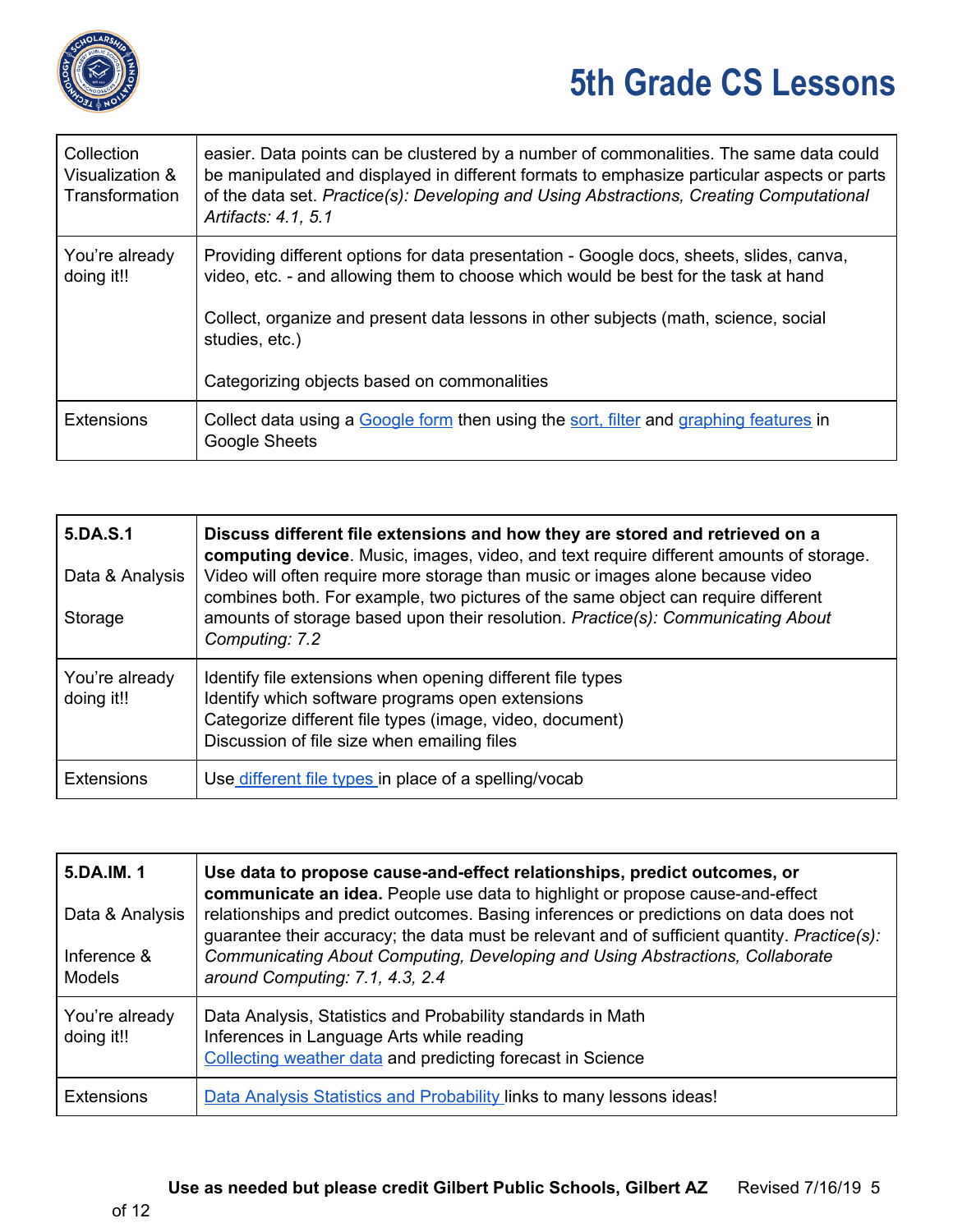| Collection Visualization & Transformation | easier. Data points can be clustered by a number of commonalities. The same data could be manipulated and displayed in different formats to emphasize particular aspects or parts of the data set. *Practice(s): Developing and Using Abstractions, Creating Computational Artifacts: 4.1, 5.1* |
|---|---|
| You're already doing it!! | Providing different options for data presentation - Google docs, sheets, slides, canva, video, etc. - and allowing them to choose which would be best for the task at hand<br><br>Collect, organize and present data lessons in other subjects (math, science, social studies, etc.)<br><br>Categorizing objects based on commonalities |
| Extensions | Collect data using a Google form then using the sort, filter and graphing features in Google Sheets |

| 5.DA.S.1<br><br>Data & Analysis<br><br>Storage | **Discuss different file extensions and how they are stored and retrieved on a computing device**. Music, images, video, and text require different amounts of storage. Video will often require more storage than music or images alone because video combines both. For example, two pictures of the same object can require different amounts of storage based upon their resolution. *Practice(s): Communicating About Computing: 7.2* |
|---|---|
| You're already doing it!! | Identify file extensions when opening different file types<br>Identify which software programs open extensions<br>Categorize different file types (image, video, document)<br>Discussion of file size when emailing files |
| Extensions | Use different file types in place of a spelling/vocab |

| 5.DA.IM. 1<br><br>Data & Analysis<br><br>Inference & Models | **Use data to propose cause-and-effect relationships, predict outcomes, or communicate an idea.** People use data to highlight or propose cause-and-effect relationships and predict outcomes. Basing inferences or predictions on data does not guarantee their accuracy; the data must be relevant and of sufficient quantity. *Practice(s): Communicating About Computing, Developing and Using Abstractions, Collaborate around Computing: 7.1, 4.3, 2.4* |
|---|---|
| You're already doing it!! | Data Analysis, Statistics and Probability standards in Math<br>Inferences in Language Arts while reading<br>Collecting weather data and predicting forecast in Science |
| Extensions | Data Analysis Statistics and Probability links to many lessons ideas! |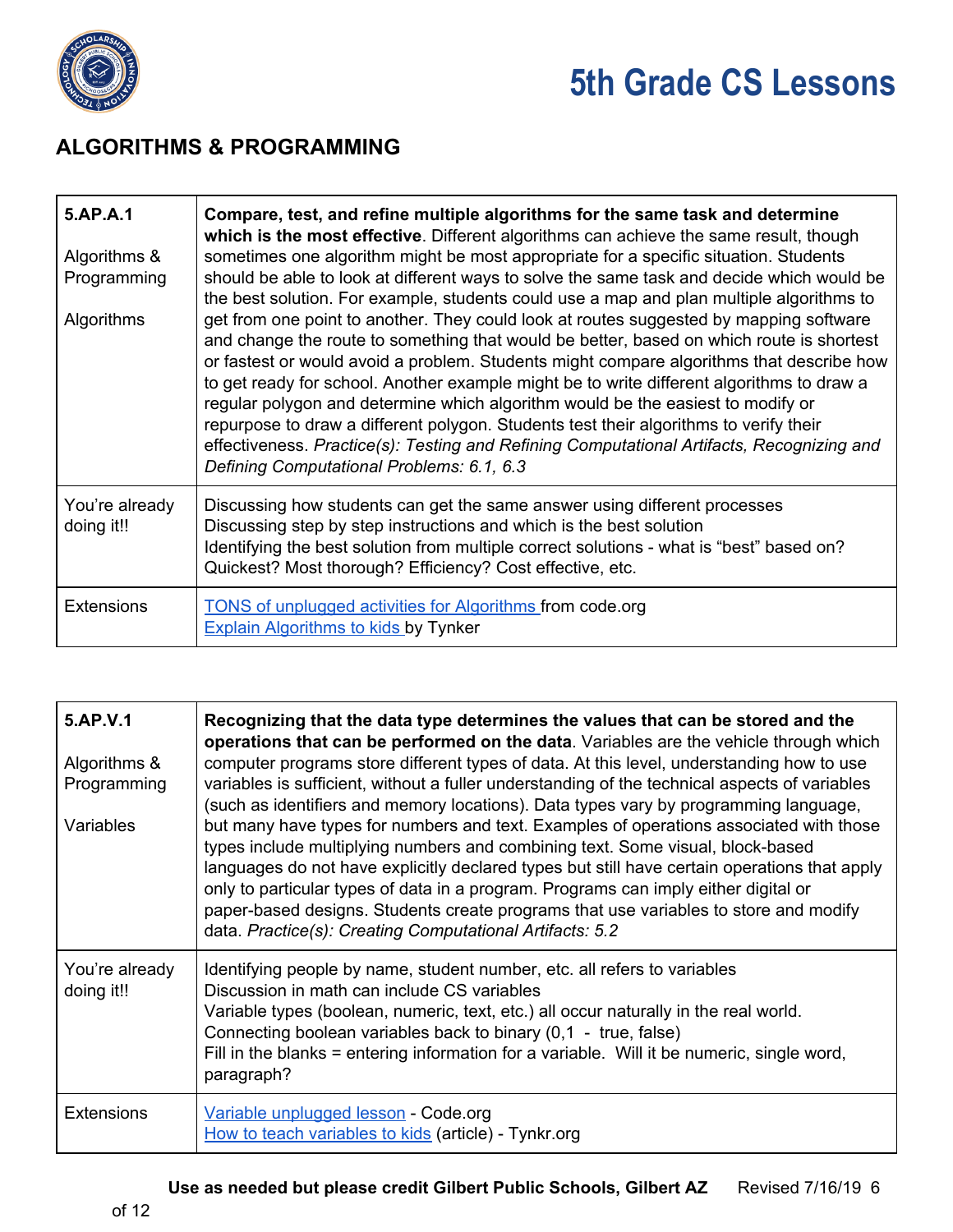## ALGORITHMS & PROGRAMMING

| | |
|---|---|
| **5.AP.A.1**<br><br>Algorithms & Programming<br><br>Algorithms | **Compare, test, and refine multiple algorithms for the same task and determine which is the most effective**. Different algorithms can achieve the same result, though sometimes one algorithm might be most appropriate for a specific situation. Students should be able to look at different ways to solve the same task and decide which would be the best solution. For example, students could use a map and plan multiple algorithms to get from one point to another. They could look at routes suggested by mapping software and change the route to something that would be better, based on which route is shortest or fastest or would avoid a problem. Students might compare algorithms that describe how to get ready for school. Another example might be to write different algorithms to draw a regular polygon and determine which algorithm would be the easiest to modify or repurpose to draw a different polygon. Students test their algorithms to verify their effectiveness. *Practice(s): Testing and Refining Computational Artifacts, Recognizing and Defining Computational Problems: 6.1, 6.3* |
| You're already doing it!! | Discussing how students can get the same answer using different processes<br>Discussing step by step instructions and which is the best solution<br>Identifying the best solution from multiple correct solutions - what is "best" based on? Quickest? Most thorough? Efficiency? Cost effective, etc. |
| Extensions | TONS of unplugged activities for Algorithms from code.org<br>Explain Algorithms to kids by Tynker |

| | |
|---|---|
| **5.AP.V.1**<br><br>Algorithms & Programming<br><br>Variables | **Recognizing that the data type determines the values that can be stored and the operations that can be performed on the data**. Variables are the vehicle through which computer programs store different types of data. At this level, understanding how to use variables is sufficient, without a fuller understanding of the technical aspects of variables (such as identifiers and memory locations). Data types vary by programming language, but many have types for numbers and text. Examples of operations associated with those types include multiplying numbers and combining text. Some visual, block-based languages do not have explicitly declared types but still have certain operations that apply only to particular types of data in a program. Programs can imply either digital or paper-based designs. Students create programs that use variables to store and modify data. *Practice(s): Creating Computational Artifacts: 5.2* |
| You're already doing it!! | Identifying people by name, student number, etc. all refers to variables<br>Discussion in math can include CS variables<br>Variable types (boolean, numeric, text, etc.) all occur naturally in the real world.<br>Connecting boolean variables back to binary (0,1 - true, false)<br>Fill in the blanks = entering information for a variable. Will it be numeric, single word, paragraph? |
| Extensions | Variable unplugged lesson - Code.org<br>How to teach variables to kids (article) - Tynkr.org |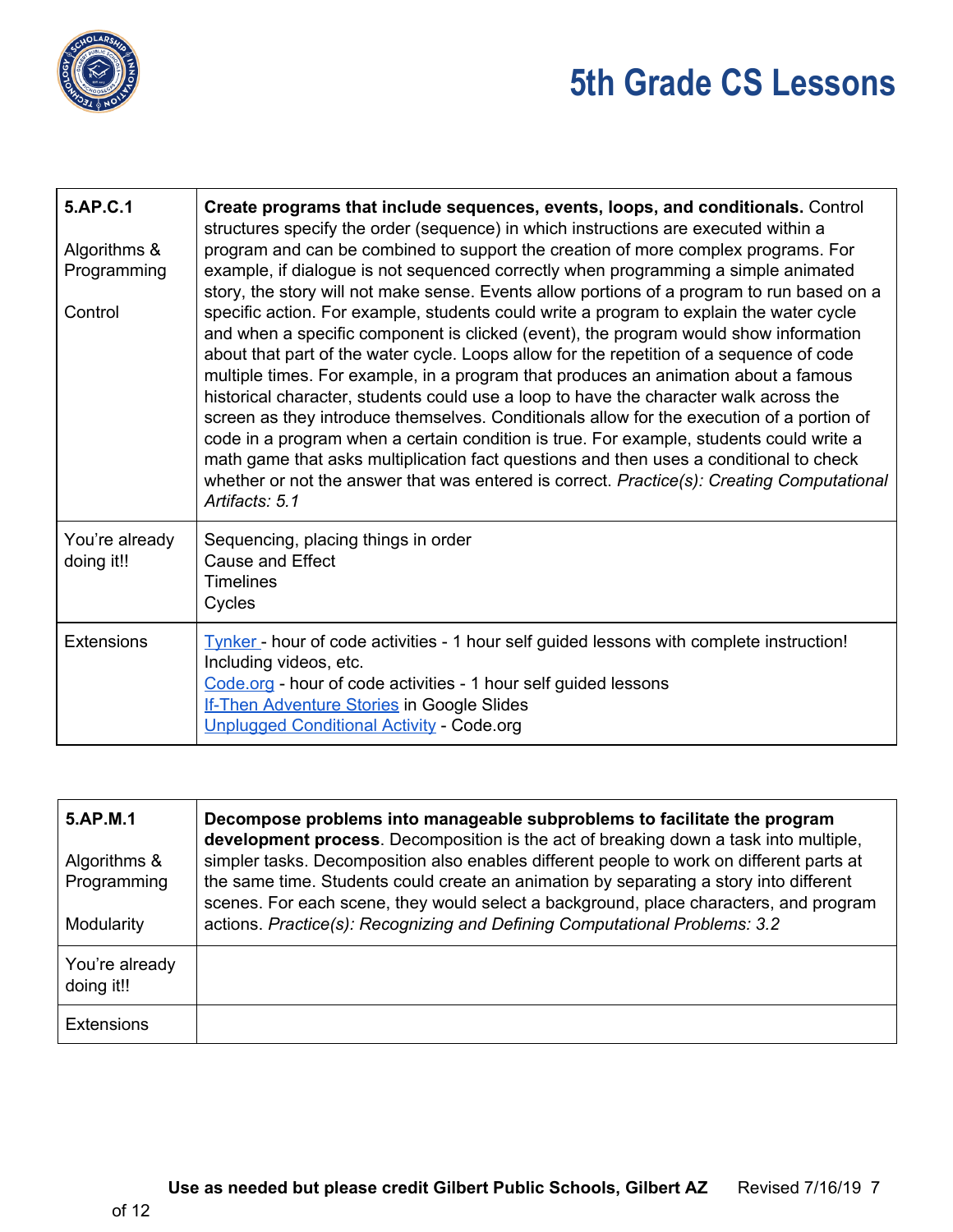# 5th Grade CS Lessons

| 5.AP.C.1<br><br>Algorithms & Programming<br><br>Control | **Create programs that include sequences, events, loops, and conditionals.** Control structures specify the order (sequence) in which instructions are executed within a program and can be combined to support the creation of more complex programs. For example, if dialogue is not sequenced correctly when programming a simple animated story, the story will not make sense. Events allow portions of a program to run based on a specific action. For example, students could write a program to explain the water cycle and when a specific component is clicked (event), the program would show information about that part of the water cycle. Loops allow for the repetition of a sequence of code multiple times. For example, in a program that produces an animation about a famous historical character, students could use a loop to have the character walk across the screen as they introduce themselves. Conditionals allow for the execution of a portion of code in a program when a certain condition is true. For example, students could write a math game that asks multiplication fact questions and then uses a conditional to check whether or not the answer that was entered is correct. *Practice(s): Creating Computational Artifacts: 5.1* |
|---|---|
| You're already doing it!! | Sequencing, placing things in order<br>Cause and Effect<br>Timelines<br>Cycles |
| Extensions | Tynker - hour of code activities - 1 hour self guided lessons with complete instruction! Including videos, etc.<br>Code.org - hour of code activities - 1 hour self guided lessons<br>If-Then Adventure Stories in Google Slides<br>Unplugged Conditional Activity - Code.org |

| 5.AP.M.1<br><br>Algorithms & Programming<br><br>Modularity | **Decompose problems into manageable subproblems to facilitate the program development process**. Decomposition is the act of breaking down a task into multiple, simpler tasks. Decomposition also enables different people to work on different parts at the same time. Students could create an animation by separating a story into different scenes. For each scene, they would select a background, place characters, and program actions. *Practice(s): Recognizing and Defining Computational Problems: 3.2* |
|---|---|
| You're already doing it!! | |
| Extensions | |

**Use as needed but please credit Gilbert Public Schools, Gilbert AZ** Revised 7/16/19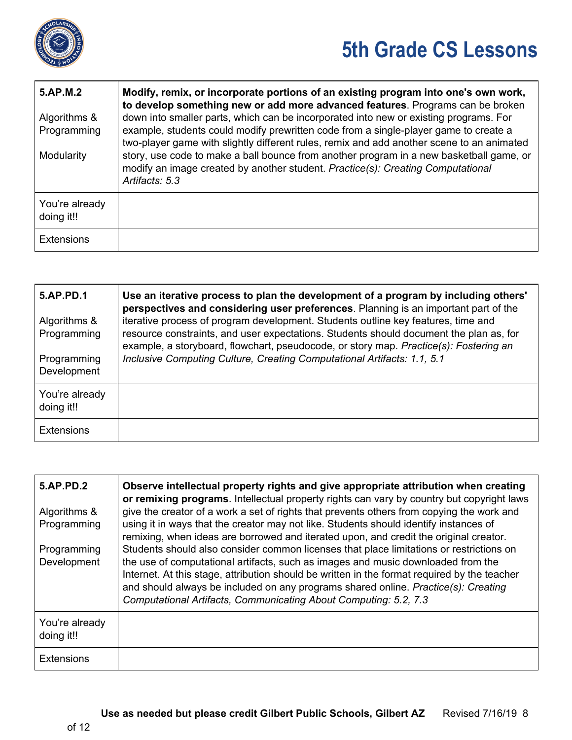# 5th Grade CS Lessons

| 5.AP.M.2<br><br>Algorithms & Programming<br><br>Modularity | **Modify, remix, or incorporate portions of an existing program into one's own work, to develop something new or add more advanced features**. Programs can be broken down into smaller parts, which can be incorporated into new or existing programs. For example, students could modify prewritten code from a single-player game to create a two-player game with slightly different rules, remix and add another scene to an animated story, use code to make a ball bounce from another program in a new basketball game, or modify an image created by another student. *Practice(s): Creating Computational Artifacts: 5.3* |
|---|---|
| You're already doing it!! | |
| Extensions | |

| 5.AP.PD.1<br><br>Algorithms & Programming<br><br>Programming Development | **Use an iterative process to plan the development of a program by including others' perspectives and considering user preferences**. Planning is an important part of the iterative process of program development. Students outline key features, time and resource constraints, and user expectations. Students should document the plan as, for example, a storyboard, flowchart, pseudocode, or story map. *Practice(s): Fostering an Inclusive Computing Culture, Creating Computational Artifacts: 1.1, 5.1* |
|---|---|
| You're already doing it!! | |
| Extensions | |

| 5.AP.PD.2<br><br>Algorithms & Programming<br><br>Programming Development | **Observe intellectual property rights and give appropriate attribution when creating or remixing programs**. Intellectual property rights can vary by country but copyright laws give the creator of a work a set of rights that prevents others from copying the work and using it in ways that the creator may not like. Students should identify instances of remixing, when ideas are borrowed and iterated upon, and credit the original creator. Students should also consider common licenses that place limitations or restrictions on the use of computational artifacts, such as images and music downloaded from the Internet. At this stage, attribution should be written in the format required by the teacher and should always be included on any programs shared online. *Practice(s): Creating Computational Artifacts, Communicating About Computing: 5.2, 7.3* |
|---|---|
| You're already doing it!! | |
| Extensions | |

**Use as needed but please credit Gilbert Public Schools, Gilbert AZ** Revised 7/16/19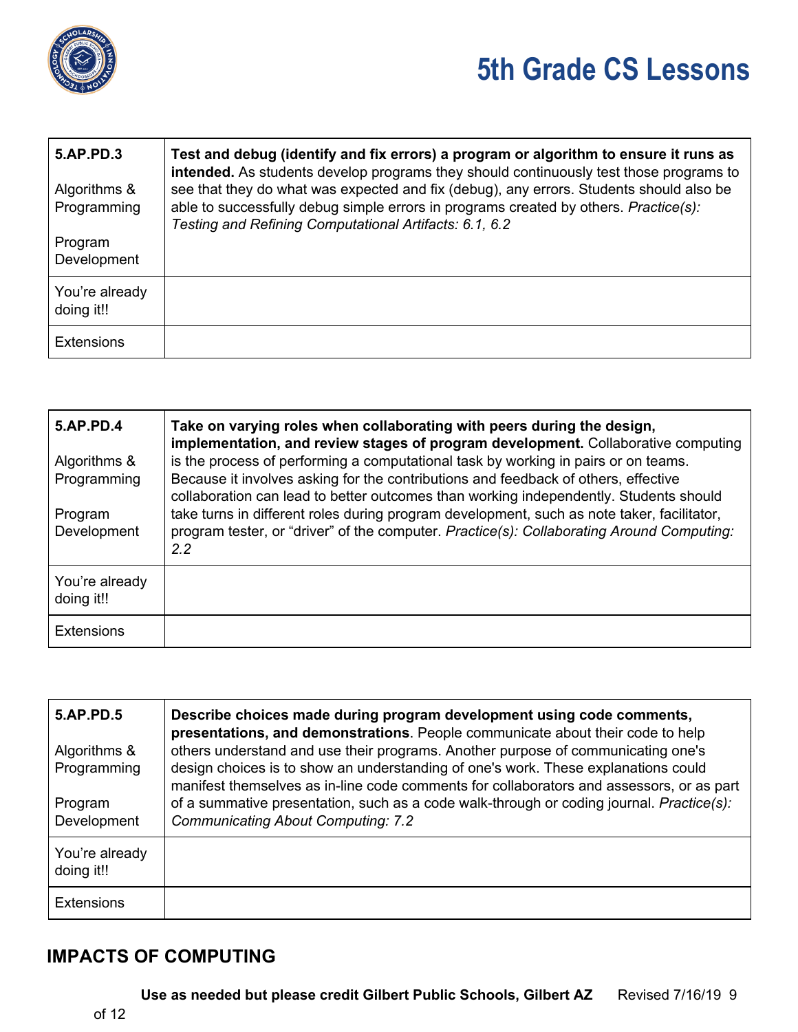| 5.AP.PD.3<br><br>Algorithms & Programming<br><br>Program Development | **Test and debug (identify and fix errors) a program or algorithm to ensure it runs as intended.** As students develop programs they should continuously test those programs to see that they do what was expected and fix (debug), any errors. Students should also be able to successfully debug simple errors in programs created by others. *Practice(s): Testing and Refining Computational Artifacts: 6.1, 6.2* |
|---|---|
| You're already doing it!! | |
| Extensions | |

| 5.AP.PD.4<br><br>Algorithms & Programming<br><br>Program Development | **Take on varying roles when collaborating with peers during the design, implementation, and review stages of program development.** Collaborative computing is the process of performing a computational task by working in pairs or on teams. Because it involves asking for the contributions and feedback of others, effective collaboration can lead to better outcomes than working independently. Students should take turns in different roles during program development, such as note taker, facilitator, program tester, or "driver" of the computer. *Practice(s): Collaborating Around Computing: 2.2* |
|---|---|
| You're already doing it!! | |
| Extensions | |

| 5.AP.PD.5<br><br>Algorithms & Programming<br><br>Program Development | **Describe choices made during program development using code comments, presentations, and demonstrations**. People communicate about their code to help others understand and use their programs. Another purpose of communicating one's design choices is to show an understanding of one's work. These explanations could manifest themselves as in-line code comments for collaborators and assessors, or as part of a summative presentation, such as a code walk-through or coding journal. *Practice(s): Communicating About Computing: 7.2* |
|---|---|
| You're already doing it!! | |
| Extensions | |

## IMPACTS OF COMPUTING

**Use as needed but please credit Gilbert Public Schools, Gilbert AZ** Revised 7/16/19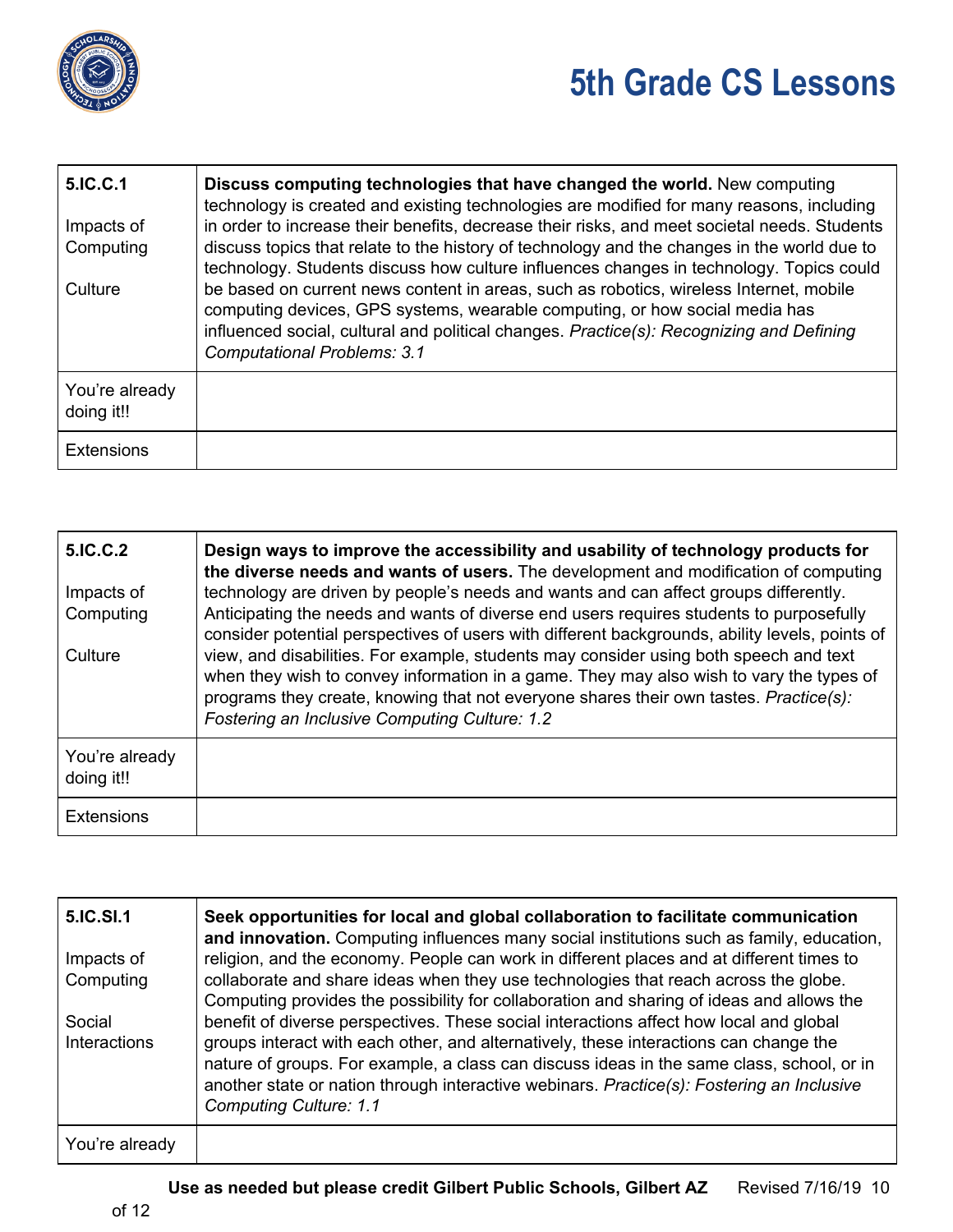# 5th Grade CS Lessons

| 5.IC.C.1<br><br>Impacts of Computing<br><br>Culture | **Discuss computing technologies that have changed the world.** New computing technology is created and existing technologies are modified for many reasons, including in order to increase their benefits, decrease their risks, and meet societal needs. Students discuss topics that relate to the history of technology and the changes in the world due to technology. Students discuss how culture influences changes in technology. Topics could be based on current news content in areas, such as robotics, wireless Internet, mobile computing devices, GPS systems, wearable computing, or how social media has influenced social, cultural and political changes. *Practice(s): Recognizing and Defining Computational Problems: 3.1* |
|---|---|
| You're already doing it!! | |
| Extensions | |

| 5.IC.C.2<br><br>Impacts of Computing<br><br>Culture | **Design ways to improve the accessibility and usability of technology products for the diverse needs and wants of users.** The development and modification of computing technology are driven by people's needs and wants and can affect groups differently. Anticipating the needs and wants of diverse end users requires students to purposefully consider potential perspectives of users with different backgrounds, ability levels, points of view, and disabilities. For example, students may consider using both speech and text when they wish to convey information in a game. They may also wish to vary the types of programs they create, knowing that not everyone shares their own tastes. *Practice(s): Fostering an Inclusive Computing Culture: 1.2* |
|---|---|
| You're already doing it!! | |
| Extensions | |

| 5.IC.SI.1<br><br>Impacts of Computing<br><br>Social Interactions | **Seek opportunities for local and global collaboration to facilitate communication and innovation.** Computing influences many social institutions such as family, education, religion, and the economy. People can work in different places and at different times to collaborate and share ideas when they use technologies that reach across the globe. Computing provides the possibility for collaboration and sharing of ideas and allows the benefit of diverse perspectives. These social interactions affect how local and global groups interact with each other, and alternatively, these interactions can change the nature of groups. For example, a class can discuss ideas in the same class, school, or in another state or nation through interactive webinars. *Practice(s): Fostering an Inclusive Computing Culture: 1.1* |
|---|---|
| You're already | |

**Use as needed but please credit Gilbert Public Schools, Gilbert AZ** Revised 7/16/19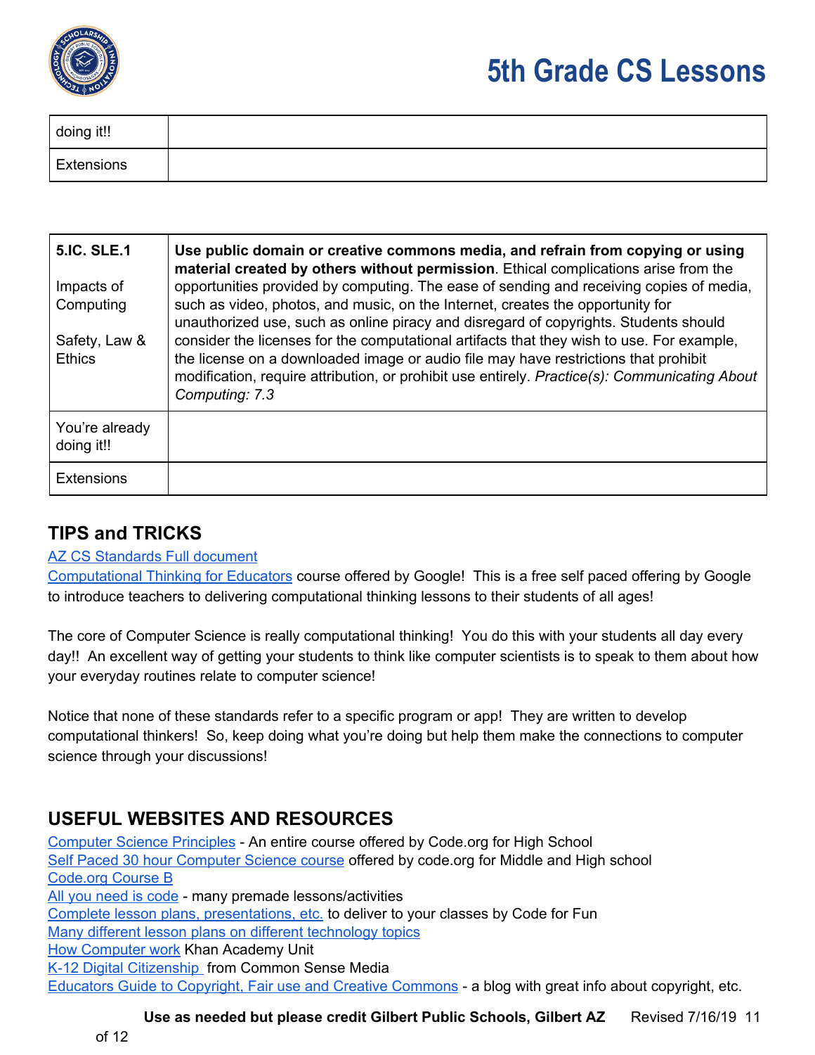| doing it!! | |
|---|---|
| Extensions | |

| 5.IC. SLE.1<br><br>Impacts of Computing<br><br>Safety, Law & Ethics | **Use public domain or creative commons media, and refrain from copying or using material created by others without permission**. Ethical complications arise from the opportunities provided by computing. The ease of sending and receiving copies of media, such as video, photos, and music, on the Internet, creates the opportunity for unauthorized use, such as online piracy and disregard of copyrights. Students should consider the licenses for the computational artifacts that they wish to use. For example, the license on a downloaded image or audio file may have restrictions that prohibit modification, require attribution, or prohibit use entirely. *Practice(s): Communicating About Computing: 7.3* |
|---|---|
| You're already doing it!! | |
| Extensions | |

## TIPS and TRICKS

AZ CS Standards Full document
Computational Thinking for Educators course offered by Google! This is a free self paced offering by Google to introduce teachers to delivering computational thinking lessons to their students of all ages!

The core of Computer Science is really computational thinking! You do this with your students all day every day!! An excellent way of getting your students to think like computer scientists is to speak to them about how your everyday routines relate to computer science!

Notice that none of these standards refer to a specific program or app! They are written to develop computational thinkers! So, keep doing what you're doing but help them make the connections to computer science through your discussions!

## USEFUL WEBSITES AND RESOURCES

Computer Science Principles - An entire course offered by Code.org for High School
Self Paced 30 hour Computer Science course offered by code.org for Middle and High school
Code.org Course B
All you need is code - many premade lessons/activities
Complete lesson plans, presentations, etc. to deliver to your classes by Code for Fun
Many different lesson plans on different technology topics
How Computer work Khan Academy Unit
K-12 Digital Citizenship from Common Sense Media
Educators Guide to Copyright, Fair use and Creative Commons - a blog with great info about copyright, etc.

**Use as needed but please credit Gilbert Public Schools, Gilbert AZ** Revised 7/16/19